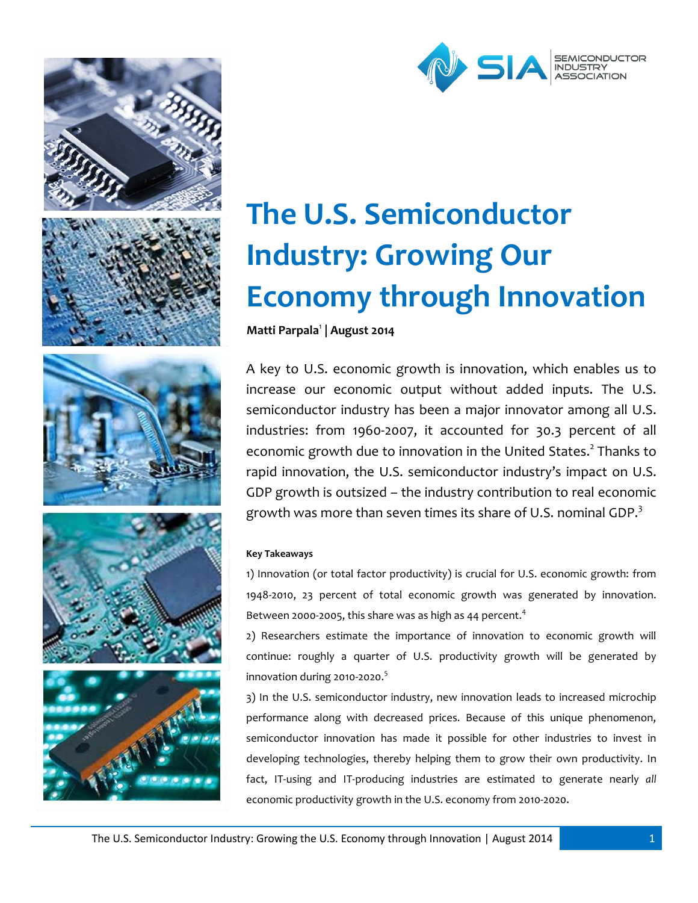# The U.S. Semiconductor Industry: Growing Our Economy through Innovation

**Matti Parpala[1] | August 2014**

A key to U.S. economic growth is innovation, which enables us to increase our economic output without added inputs. The U.S. semiconductor industry has been a major innovator among all U.S. industries: from 1960-2007, it accounted for 30.3 percent of all economic growth due to innovation in the United States.[2] Thanks to rapid innovation, the U.S. semiconductor industry's impact on U.S. GDP growth is outsized – the industry contribution to real economic growth was more than seven times its share of U.S. nominal GDP.[3]

**Key Takeaways**

1) Innovation (or total factor productivity) is crucial for U.S. economic growth: from 1948-2010, 23 percent of total economic growth was generated by innovation. Between 2000-2005, this share was as high as 44 percent.[4]

2) Researchers estimate the importance of innovation to economic growth will continue: roughly a quarter of U.S. productivity growth will be generated by innovation during 2010-2020.[5]

3) In the U.S. semiconductor industry, new innovation leads to increased microchip performance along with decreased prices. Because of this unique phenomenon, semiconductor innovation has made it possible for other industries to invest in developing technologies, thereby helping them to grow their own productivity. In fact, IT-using and IT-producing industries are estimated to generate nearly *all* economic productivity growth in the U.S. economy from 2010-2020.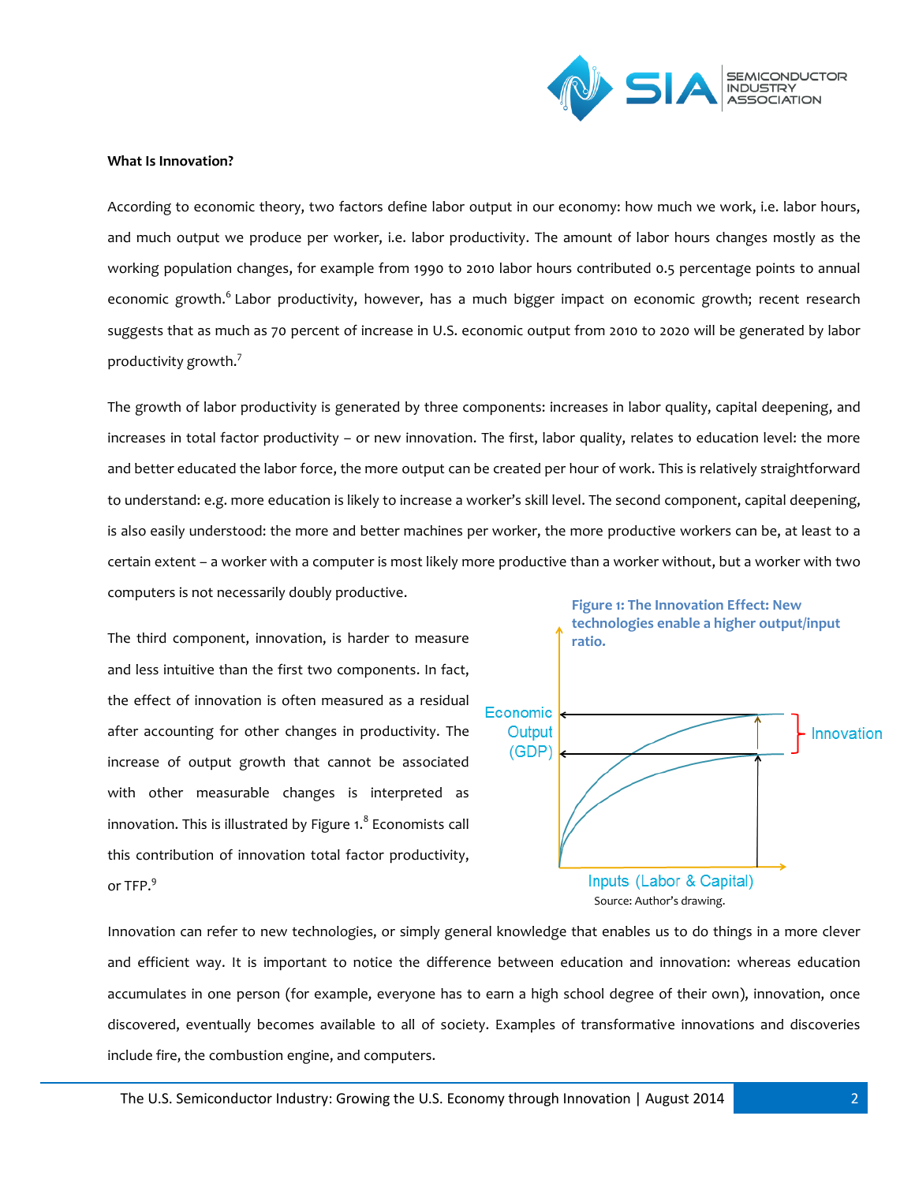**What Is Innovation?**

According to economic theory, two factors define labor output in our economy: how much we work, i.e. labor hours, and much output we produce per worker, i.e. labor productivity. The amount of labor hours changes mostly as the working population changes, for example from 1990 to 2010 labor hours contributed 0.5 percentage points to annual economic growth.[6] Labor productivity, however, has a much bigger impact on economic growth; recent research suggests that as much as 70 percent of increase in U.S. economic output from 2010 to 2020 will be generated by labor productivity growth.[7]

The growth of labor productivity is generated by three components: increases in labor quality, capital deepening, and increases in total factor productivity – or new innovation. The first, labor quality, relates to education level: the more and better educated the labor force, the more output can be created per hour of work. This is relatively straightforward to understand: e.g. more education is likely to increase a worker's skill level. The second component, capital deepening, is also easily understood: the more and better machines per worker, the more productive workers can be, at least to a certain extent – a worker with a computer is most likely more productive than a worker without, but a worker with two computers is not necessarily doubly productive.

The third component, innovation, is harder to measure and less intuitive than the first two components. In fact, the effect of innovation is often measured as a residual after accounting for other changes in productivity. The increase of output growth that cannot be associated with other measurable changes is interpreted as innovation. This is illustrated by Figure 1.[8] Economists call this contribution of innovation total factor productivity, or TFP.[9]

**Figure 1: The Innovation Effect: New technologies enable a higher output/input ratio.**

Source: Author's drawing.

Innovation can refer to new technologies, or simply general knowledge that enables us to do things in a more clever and efficient way. It is important to notice the difference between education and innovation: whereas education accumulates in one person (for example, everyone has to earn a high school degree of their own), innovation, once discovered, eventually becomes available to all of society. Examples of transformative innovations and discoveries include fire, the combustion engine, and computers.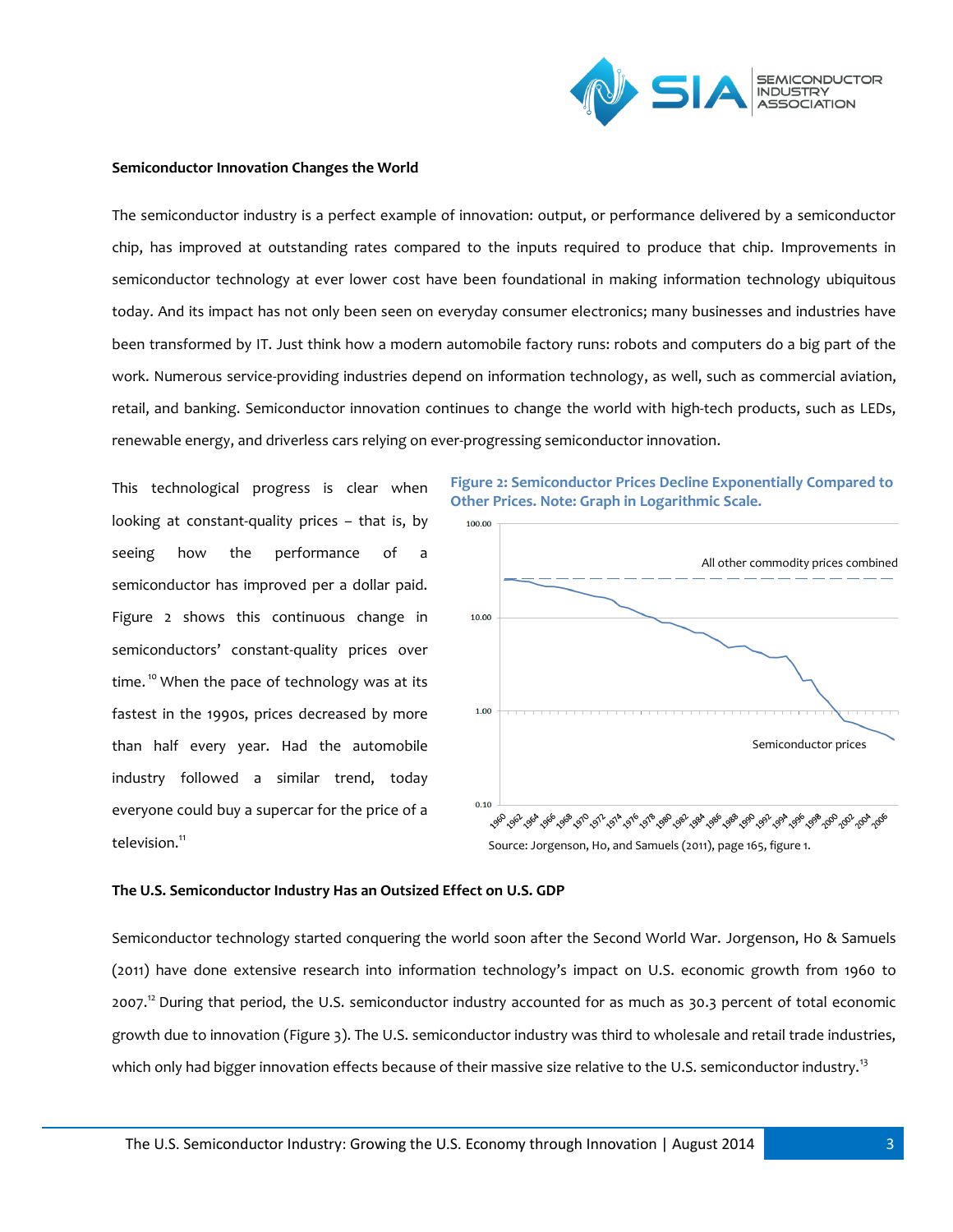**Semiconductor Innovation Changes the World**

The semiconductor industry is a perfect example of innovation: output, or performance delivered by a semiconductor chip, has improved at outstanding rates compared to the inputs required to produce that chip. Improvements in semiconductor technology at ever lower cost have been foundational in making information technology ubiquitous today. And its impact has not only been seen on everyday consumer electronics; many businesses and industries have been transformed by IT. Just think how a modern automobile factory runs: robots and computers do a big part of the work. Numerous service-providing industries depend on information technology, as well, such as commercial aviation, retail, and banking. Semiconductor innovation continues to change the world with high-tech products, such as LEDs, renewable energy, and driverless cars relying on ever-progressing semiconductor innovation.

This technological progress is clear when looking at constant-quality prices – that is, by seeing how the performance of a semiconductor has improved per a dollar paid. Figure 2 shows this continuous change in semiconductors' constant-quality prices over time.[10] When the pace of technology was at its fastest in the 1990s, prices decreased by more than half every year. Had the automobile industry followed a similar trend, today everyone could buy a supercar for the price of a television.[11]

**Figure 2: Semiconductor Prices Decline Exponentially Compared to Other Prices. Note: Graph in Logarithmic Scale.**

Source: Jorgenson, Ho, and Samuels (2011), page 165, figure 1.

**The U.S. Semiconductor Industry Has an Outsized Effect on U.S. GDP**

Semiconductor technology started conquering the world soon after the Second World War. Jorgenson, Ho & Samuels (2011) have done extensive research into information technology's impact on U.S. economic growth from 1960 to 2007.[12] During that period, the U.S. semiconductor industry accounted for as much as 30.3 percent of total economic growth due to innovation (Figure 3). The U.S. semiconductor industry was third to wholesale and retail trade industries, which only had bigger innovation effects because of their massive size relative to the U.S. semiconductor industry.[13]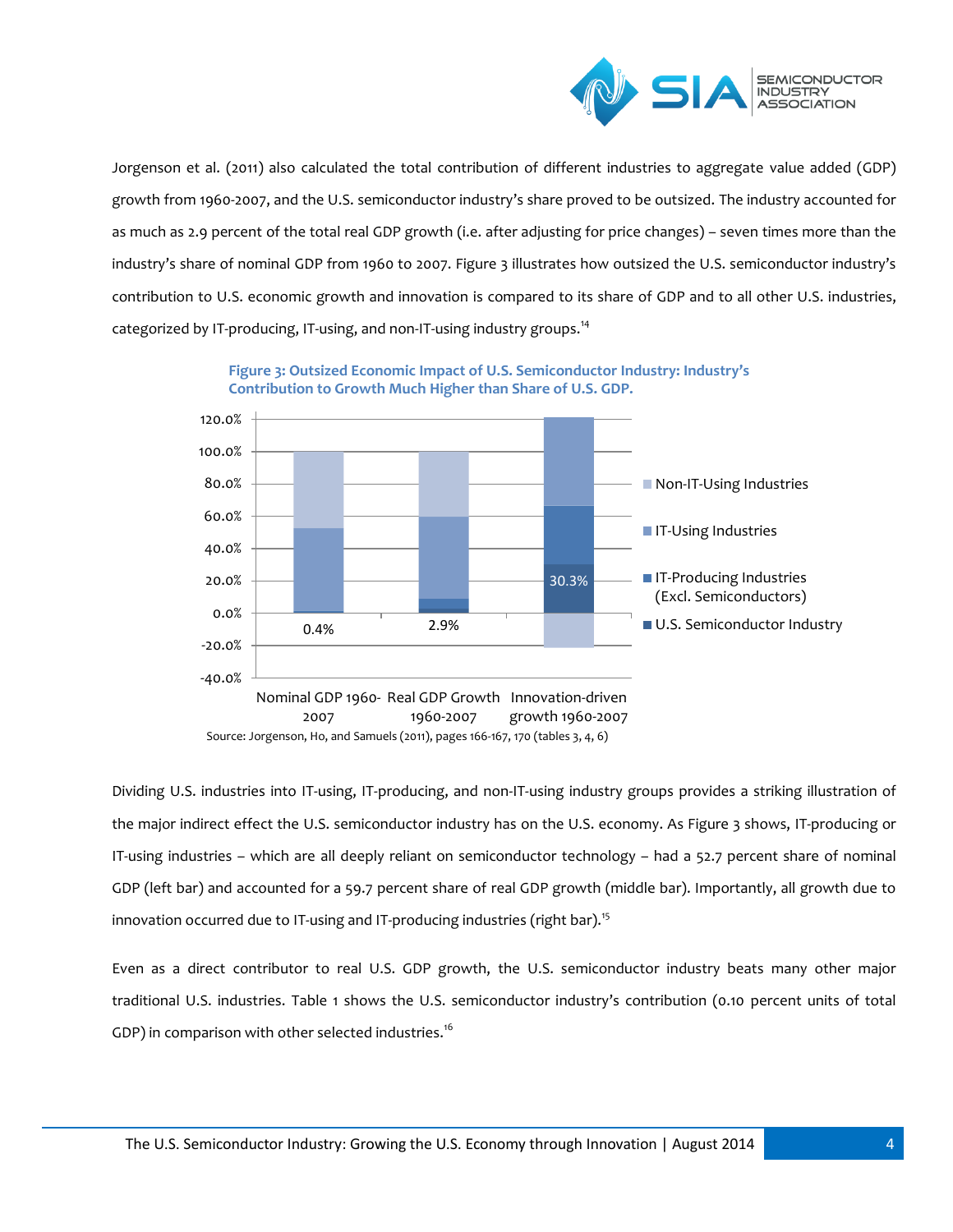Jorgenson et al. (2011) also calculated the total contribution of different industries to aggregate value added (GDP) growth from 1960-2007, and the U.S. semiconductor industry's share proved to be outsized. The industry accounted for as much as 2.9 percent of the total real GDP growth (i.e. after adjusting for price changes) – seven times more than the industry's share of nominal GDP from 1960 to 2007. Figure 3 illustrates how outsized the U.S. semiconductor industry's contribution to U.S. economic growth and innovation is compared to its share of GDP and to all other U.S. industries, categorized by IT-producing, IT-using, and non-IT-using industry groups.[14]

**Figure 3: Outsized Economic Impact of U.S. Semiconductor Industry: Industry's Contribution to Growth Much Higher than Share of U.S. GDP.**

Source: Jorgenson, Ho, and Samuels (2011), pages 166-167, 170 (tables 3, 4, 6)

Dividing U.S. industries into IT-using, IT-producing, and non-IT-using industry groups provides a striking illustration of the major indirect effect the U.S. semiconductor industry has on the U.S. economy. As Figure 3 shows, IT-producing or IT-using industries – which are all deeply reliant on semiconductor technology – had a 52.7 percent share of nominal GDP (left bar) and accounted for a 59.7 percent share of real GDP growth (middle bar). Importantly, all growth due to innovation occurred due to IT-using and IT-producing industries (right bar).[15]

Even as a direct contributor to real U.S. GDP growth, the U.S. semiconductor industry beats many other major traditional U.S. industries. Table 1 shows the U.S. semiconductor industry's contribution (0.10 percent units of total GDP) in comparison with other selected industries.[16]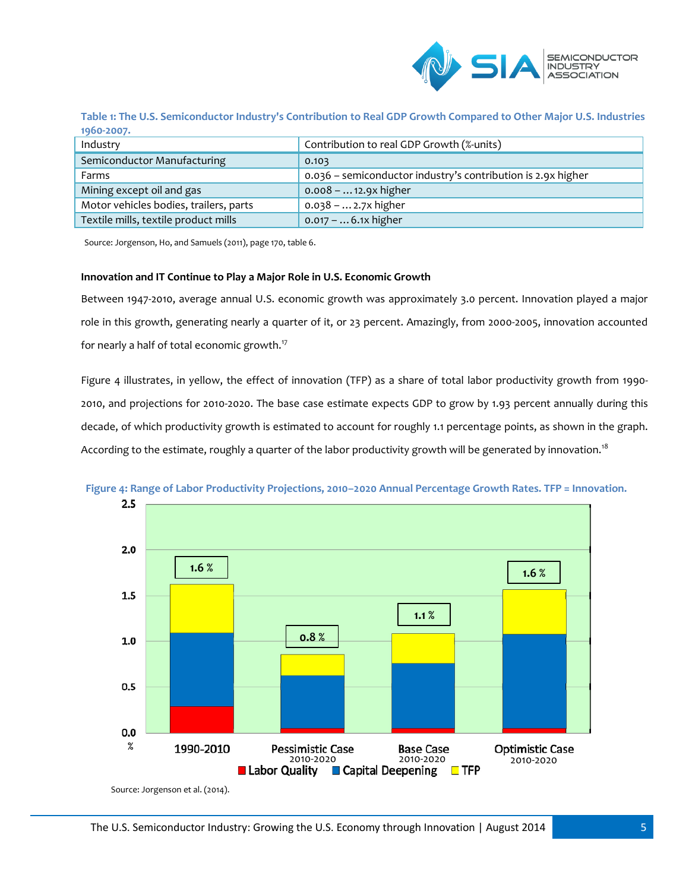**Table 1: The U.S. Semiconductor Industry's Contribution to Real GDP Growth Compared to Other Major U.S. Industries 1960-2007.**

| Industry | Contribution to real GDP Growth (%-units) |
|---|---|
| Semiconductor Manufacturing | 0.103 |
| Farms | 0.036 – semiconductor industry's contribution is 2.9x higher |
| Mining except oil and gas | 0.008 – … 12.9x higher |
| Motor vehicles bodies, trailers, parts | 0.038 – … 2.7x higher |
| Textile mills, textile product mills | 0.017 – … 6.1x higher |

Source: Jorgenson, Ho, and Samuels (2011), page 170, table 6.

**Innovation and IT Continue to Play a Major Role in U.S. Economic Growth**

Between 1947-2010, average annual U.S. economic growth was approximately 3.0 percent. Innovation played a major role in this growth, generating nearly a quarter of it, or 23 percent. Amazingly, from 2000-2005, innovation accounted for nearly a half of total economic growth.[17]

Figure 4 illustrates, in yellow, the effect of innovation (TFP) as a share of total labor productivity growth from 1990-2010, and projections for 2010-2020. The base case estimate expects GDP to grow by 1.93 percent annually during this decade, of which productivity growth is estimated to account for roughly 1.1 percentage points, as shown in the graph. According to the estimate, roughly a quarter of the labor productivity growth will be generated by innovation.[18]

**Figure 4: Range of Labor Productivity Projections, 2010–2020 Annual Percentage Growth Rates. TFP = Innovation.**

Source: Jorgenson et al. (2014).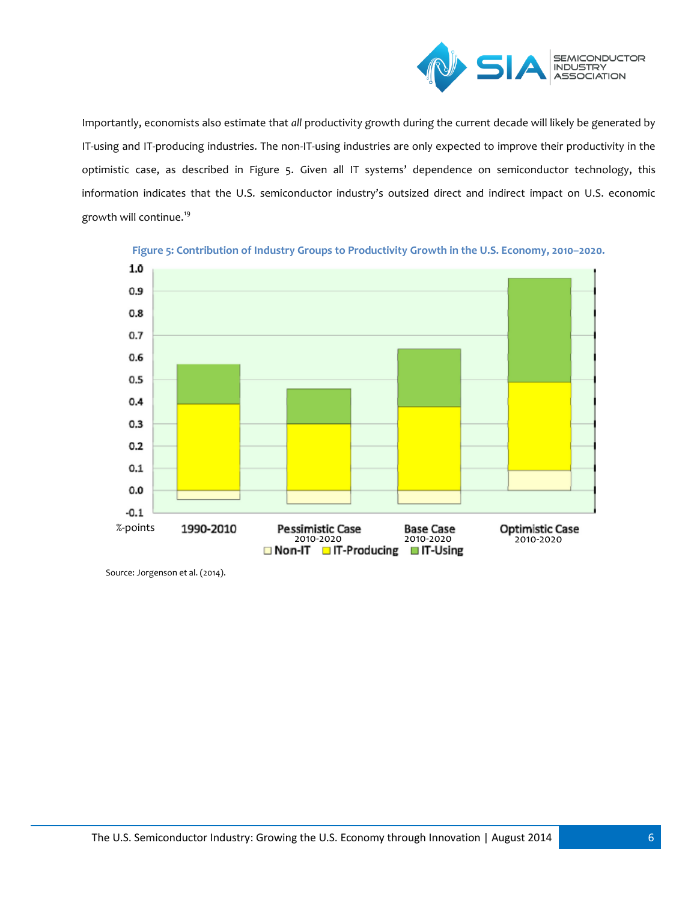Importantly, economists also estimate that *all* productivity growth during the current decade will likely be generated by IT-using and IT-producing industries. The non-IT-using industries are only expected to improve their productivity in the optimistic case, as described in Figure 5. Given all IT systems' dependence on semiconductor technology, this information indicates that the U.S. semiconductor industry's outsized direct and indirect impact on U.S. economic growth will continue.[19]

**Figure 5: Contribution of Industry Groups to Productivity Growth in the U.S. Economy, 2010–2020.**

Source: Jorgenson et al. (2014).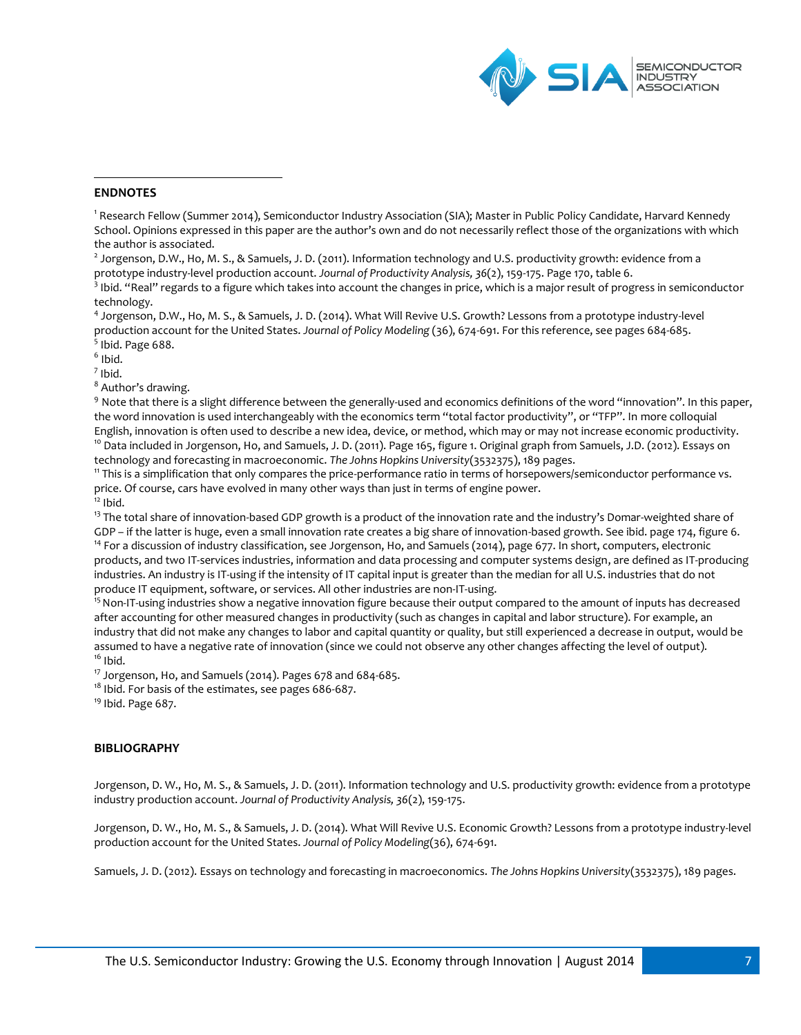## ENDNOTES

[1] Research Fellow (Summer 2014), Semiconductor Industry Association (SIA); Master in Public Policy Candidate, Harvard Kennedy School. Opinions expressed in this paper are the author's own and do not necessarily reflect those of the organizations with which the author is associated.

[2] Jorgenson, D.W., Ho, M. S., & Samuels, J. D. (2011). Information technology and U.S. productivity growth: evidence from a prototype industry-level production account. *Journal of Productivity Analysis, 36*(2), 159-175. Page 170, table 6.

[3] Ibid. "Real" regards to a figure which takes into account the changes in price, which is a major result of progress in semiconductor technology.

[4] Jorgenson, D.W., Ho, M. S., & Samuels, J. D. (2014). What Will Revive U.S. Growth? Lessons from a prototype industry-level production account for the United States. *Journal of Policy Modeling* (36), 674-691. For this reference, see pages 684-685.

[5] Ibid. Page 688.

[6] Ibid.

[7] Ibid.

[8] Author's drawing.

[9] Note that there is a slight difference between the generally-used and economics definitions of the word "innovation". In this paper, the word innovation is used interchangeably with the economics term "total factor productivity", or "TFP". In more colloquial English, innovation is often used to describe a new idea, device, or method, which may or may not increase economic productivity.

[10] Data included in Jorgenson, Ho, and Samuels, J. D. (2011). Page 165, figure 1. Original graph from Samuels, J.D. (2012). Essays on technology and forecasting in macroeconomic. *The Johns Hopkins University*(3532375), 189 pages.

[11] This is a simplification that only compares the price-performance ratio in terms of horsepowers/semiconductor performance vs. price. Of course, cars have evolved in many other ways than just in terms of engine power.

[12] Ibid.

[13] The total share of innovation-based GDP growth is a product of the innovation rate and the industry's Domar-weighted share of GDP – if the latter is huge, even a small innovation rate creates a big share of innovation-based growth. See ibid. page 174, figure 6.

[14] For a discussion of industry classification, see Jorgenson, Ho, and Samuels (2014), page 677. In short, computers, electronic products, and two IT-services industries, information and data processing and computer systems design, are defined as IT-producing industries. An industry is IT-using if the intensity of IT capital input is greater than the median for all U.S. industries that do not produce IT equipment, software, or services. All other industries are non-IT-using.

[15] Non-IT-using industries show a negative innovation figure because their output compared to the amount of inputs has decreased after accounting for other measured changes in productivity (such as changes in capital and labor structure). For example, an industry that did not make any changes to labor and capital quantity or quality, but still experienced a decrease in output, would be assumed to have a negative rate of innovation (since we could not observe any other changes affecting the level of output).

[16] Ibid.

[17] Jorgenson, Ho, and Samuels (2014). Pages 678 and 684-685.

[18] Ibid. For basis of the estimates, see pages 686-687.

[19] Ibid. Page 687.

## BIBLIOGRAPHY

Jorgenson, D. W., Ho, M. S., & Samuels, J. D. (2011). Information technology and U.S. productivity growth: evidence from a prototype industry production account. *Journal of Productivity Analysis, 36*(2), 159-175.

Jorgenson, D. W., Ho, M. S., & Samuels, J. D. (2014). What Will Revive U.S. Economic Growth? Lessons from a prototype industry-level production account for the United States. *Journal of Policy Modeling*(36), 674-691.

Samuels, J. D. (2012). Essays on technology and forecasting in macroeconomics. *The Johns Hopkins University*(3532375), 189 pages.